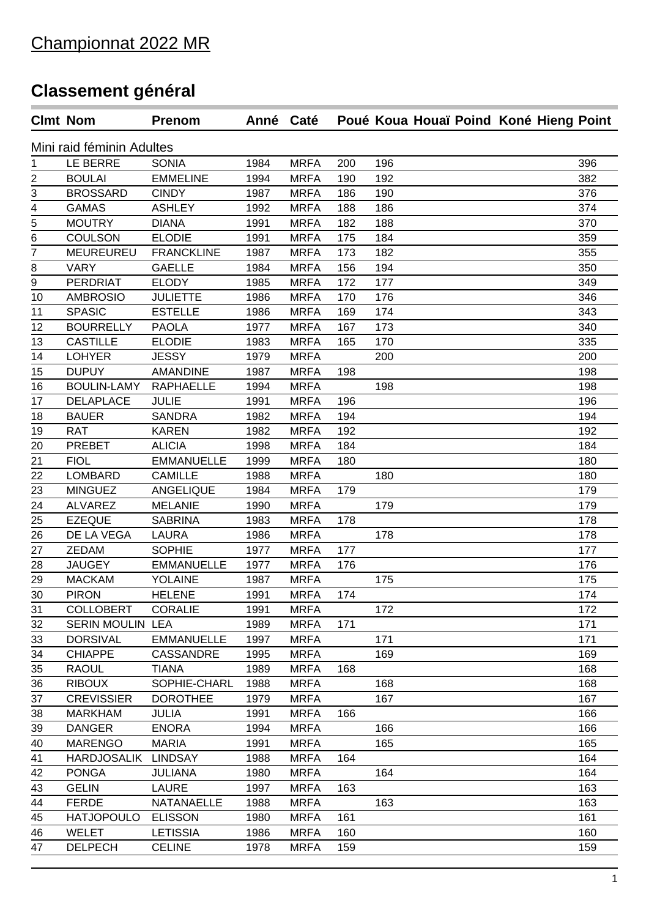# Championnat 2022 MR

## Classement général

| Clmt | Nom | Prenom | Anné | Caté | Poué | Koua | Houaï | Poind | Koné | Hieng | Point |
|---|---|---|---|---|---|---|---|---|---|---|---|
| Mini raid féminin Adultes | | | | | | | | | | | |
| 1 | LE BERRE | SONIA | 1984 | MRFA | 200 | 196 | | | | | 396 |
| 2 | BOULAI | EMMELINE | 1994 | MRFA | 190 | 192 | | | | | 382 |
| 3 | BROSSARD | CINDY | 1987 | MRFA | 186 | 190 | | | | | 376 |
| 4 | GAMAS | ASHLEY | 1992 | MRFA | 188 | 186 | | | | | 374 |
| 5 | MOUTRY | DIANA | 1991 | MRFA | 182 | 188 | | | | | 370 |
| 6 | COULSON | ELODIE | 1991 | MRFA | 175 | 184 | | | | | 359 |
| 7 | MEUREUREU | FRANCKLINE | 1987 | MRFA | 173 | 182 | | | | | 355 |
| 8 | VARY | GAELLE | 1984 | MRFA | 156 | 194 | | | | | 350 |
| 9 | PERDRIAT | ELODY | 1985 | MRFA | 172 | 177 | | | | | 349 |
| 10 | AMBROSIO | JULIETTE | 1986 | MRFA | 170 | 176 | | | | | 346 |
| 11 | SPASIC | ESTELLE | 1986 | MRFA | 169 | 174 | | | | | 343 |
| 12 | BOURRELLY | PAOLA | 1977 | MRFA | 167 | 173 | | | | | 340 |
| 13 | CASTILLE | ELODIE | 1983 | MRFA | 165 | 170 | | | | | 335 |
| 14 | LOHYER | JESSY | 1979 | MRFA | | 200 | | | | | 200 |
| 15 | DUPUY | AMANDINE | 1987 | MRFA | 198 | | | | | | 198 |
| 16 | BOULIN-LAMY | RAPHAELLE | 1994 | MRFA | | 198 | | | | | 198 |
| 17 | DELAPLACE | JULIE | 1991 | MRFA | 196 | | | | | | 196 |
| 18 | BAUER | SANDRA | 1982 | MRFA | 194 | | | | | | 194 |
| 19 | RAT | KAREN | 1982 | MRFA | 192 | | | | | | 192 |
| 20 | PREBET | ALICIA | 1998 | MRFA | 184 | | | | | | 184 |
| 21 | FIOL | EMMANUELLE | 1999 | MRFA | 180 | | | | | | 180 |
| 22 | LOMBARD | CAMILLE | 1988 | MRFA | | 180 | | | | | 180 |
| 23 | MINGUEZ | ANGELIQUE | 1984 | MRFA | 179 | | | | | | 179 |
| 24 | ALVAREZ | MELANIE | 1990 | MRFA | | 179 | | | | | 179 |
| 25 | EZEQUE | SABRINA | 1983 | MRFA | 178 | | | | | | 178 |
| 26 | DE LA VEGA | LAURA | 1986 | MRFA | | 178 | | | | | 178 |
| 27 | ZEDAM | SOPHIE | 1977 | MRFA | 177 | | | | | | 177 |
| 28 | JAUGEY | EMMANUELLE | 1977 | MRFA | 176 | | | | | | 176 |
| 29 | MACKAM | YOLAINE | 1987 | MRFA | | 175 | | | | | 175 |
| 30 | PIRON | HELENE | 1991 | MRFA | 174 | | | | | | 174 |
| 31 | COLLOBERT | CORALIE | 1991 | MRFA | | 172 | | | | | 172 |
| 32 | SERIN MOULIN | LEA | 1989 | MRFA | 171 | | | | | | 171 |
| 33 | DORSIVAL | EMMANUELLE | 1997 | MRFA | | 171 | | | | | 171 |
| 34 | CHIAPPE | CASSANDRE | 1995 | MRFA | | 169 | | | | | 169 |
| 35 | RAOUL | TIANA | 1989 | MRFA | 168 | | | | | | 168 |
| 36 | RIBOUX | SOPHIE-CHARL | 1988 | MRFA | | 168 | | | | | 168 |
| 37 | CREVISSIER | DOROTHEE | 1979 | MRFA | | 167 | | | | | 167 |
| 38 | MARKHAM | JULIA | 1991 | MRFA | 166 | | | | | | 166 |
| 39 | DANGER | ENORA | 1994 | MRFA | | 166 | | | | | 166 |
| 40 | MARENGO | MARIA | 1991 | MRFA | | 165 | | | | | 165 |
| 41 | HARDJOSALIK | LINDSAY | 1988 | MRFA | 164 | | | | | | 164 |
| 42 | PONGA | JULIANA | 1980 | MRFA | | 164 | | | | | 164 |
| 43 | GELIN | LAURE | 1997 | MRFA | 163 | | | | | | 163 |
| 44 | FERDE | NATANAELLE | 1988 | MRFA | | 163 | | | | | 163 |
| 45 | HATJOPOULO | ELISSON | 1980 | MRFA | 161 | | | | | | 161 |
| 46 | WELET | LETISSIA | 1986 | MRFA | 160 | | | | | | 160 |
| 47 | DELPECH | CELINE | 1978 | MRFA | 159 | | | | | | 159 |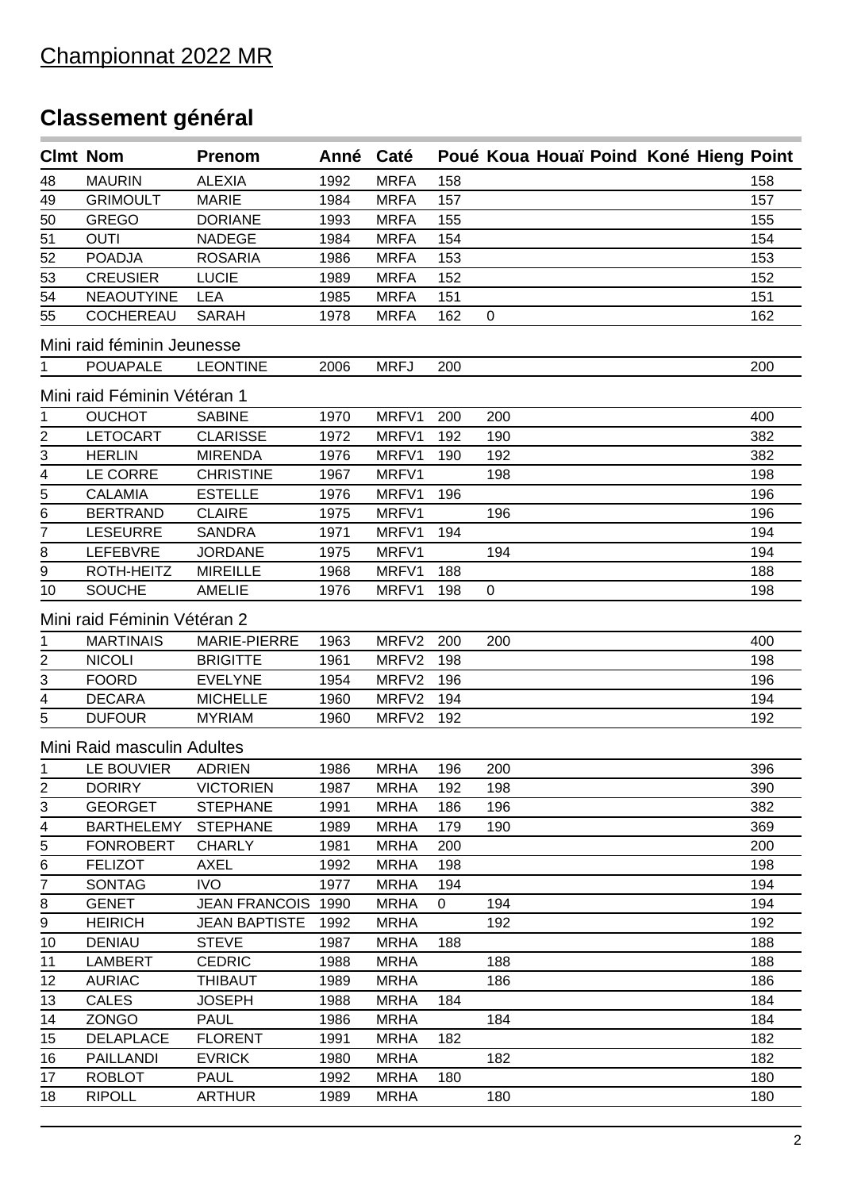# Championnat 2022 MR

## Classement général

| Clmt | Nom | Prenom | Anné | Caté | Poué | Koua | Houaï | Poind | Koné | Hieng | Point |
|---|---|---|---|---|---|---|---|---|---|---|---|
| 48 | MAURIN | ALEXIA | 1992 | MRFA | 158 | | | | | | 158 |
| 49 | GRIMOULT | MARIE | 1984 | MRFA | 157 | | | | | | 157 |
| 50 | GREGO | DORIANE | 1993 | MRFA | 155 | | | | | | 155 |
| 51 | OUTI | NADEGE | 1984 | MRFA | 154 | | | | | | 154 |
| 52 | POADJA | ROSARIA | 1986 | MRFA | 153 | | | | | | 153 |
| 53 | CREUSIER | LUCIE | 1989 | MRFA | 152 | | | | | | 152 |
| 54 | NEAOUTYINE | LEA | 1985 | MRFA | 151 | | | | | | 151 |
| 55 | COCHEREAU | SARAH | 1978 | MRFA | 162 | 0 | | | | | 162 |

Mini raid féminin Jeunesse

| Clmt | Nom | Prenom | Anné | Caté | Poué | Koua | Houaï | Poind | Koné | Hieng | Point |
|---|---|---|---|---|---|---|---|---|---|---|---|
| 1 | POUAPALE | LEONTINE | 2006 | MRFJ | 200 | | | | | | 200 |

Mini raid Féminin Vétéran 1

| Clmt | Nom | Prenom | Anné | Caté | Poué | Koua | Houaï | Poind | Koné | Hieng | Point |
|---|---|---|---|---|---|---|---|---|---|---|---|
| 1 | OUCHOT | SABINE | 1970 | MRFV1 | 200 | 200 | | | | | 400 |
| 2 | LETOCART | CLARISSE | 1972 | MRFV1 | 192 | 190 | | | | | 382 |
| 3 | HERLIN | MIRENDA | 1976 | MRFV1 | 190 | 192 | | | | | 382 |
| 4 | LE CORRE | CHRISTINE | 1967 | MRFV1 | | 198 | | | | | 198 |
| 5 | CALAMIA | ESTELLE | 1976 | MRFV1 | 196 | | | | | | 196 |
| 6 | BERTRAND | CLAIRE | 1975 | MRFV1 | | 196 | | | | | 196 |
| 7 | LESEURRE | SANDRA | 1971 | MRFV1 | 194 | | | | | | 194 |
| 8 | LEFEBVRE | JORDANE | 1975 | MRFV1 | | 194 | | | | | 194 |
| 9 | ROTH-HEITZ | MIREILLE | 1968 | MRFV1 | 188 | | | | | | 188 |
| 10 | SOUCHE | AMELIE | 1976 | MRFV1 | 198 | 0 | | | | | 198 |

Mini raid Féminin Vétéran 2

| Clmt | Nom | Prenom | Anné | Caté | Poué | Koua | Houaï | Poind | Koné | Hieng | Point |
|---|---|---|---|---|---|---|---|---|---|---|---|
| 1 | MARTINAIS | MARIE-PIERRE | 1963 | MRFV2 | 200 | 200 | | | | | 400 |
| 2 | NICOLI | BRIGITTE | 1961 | MRFV2 | 198 | | | | | | 198 |
| 3 | FOORD | EVELYNE | 1954 | MRFV2 | 196 | | | | | | 196 |
| 4 | DECARA | MICHELLE | 1960 | MRFV2 | 194 | | | | | | 194 |
| 5 | DUFOUR | MYRIAM | 1960 | MRFV2 | 192 | | | | | | 192 |

Mini Raid masculin Adultes

| Clmt | Nom | Prenom | Anné | Caté | Poué | Koua | Houaï | Poind | Koné | Hieng | Point |
|---|---|---|---|---|---|---|---|---|---|---|---|
| 1 | LE BOUVIER | ADRIEN | 1986 | MRHA | 196 | 200 | | | | | 396 |
| 2 | DORIRY | VICTORIEN | 1987 | MRHA | 192 | 198 | | | | | 390 |
| 3 | GEORGET | STEPHANE | 1991 | MRHA | 186 | 196 | | | | | 382 |
| 4 | BARTHELEMY | STEPHANE | 1989 | MRHA | 179 | 190 | | | | | 369 |
| 5 | FONROBERT | CHARLY | 1981 | MRHA | 200 | | | | | | 200 |
| 6 | FELIZOT | AXEL | 1992 | MRHA | 198 | | | | | | 198 |
| 7 | SONTAG | IVO | 1977 | MRHA | 194 | | | | | | 194 |
| 8 | GENET | JEAN FRANCOIS | 1990 | MRHA | 0 | 194 | | | | | 194 |
| 9 | HEIRICH | JEAN BAPTISTE | 1992 | MRHA | | 192 | | | | | 192 |
| 10 | DENIAU | STEVE | 1987 | MRHA | 188 | | | | | | 188 |
| 11 | LAMBERT | CEDRIC | 1988 | MRHA | | 188 | | | | | 188 |
| 12 | AURIAC | THIBAUT | 1989 | MRHA | | 186 | | | | | 186 |
| 13 | CALES | JOSEPH | 1988 | MRHA | 184 | | | | | | 184 |
| 14 | ZONGO | PAUL | 1986 | MRHA | | 184 | | | | | 184 |
| 15 | DELAPLACE | FLORENT | 1991 | MRHA | 182 | | | | | | 182 |
| 16 | PAILLANDI | EVRICK | 1980 | MRHA | | 182 | | | | | 182 |
| 17 | ROBLOT | PAUL | 1992 | MRHA | 180 | | | | | | 180 |
| 18 | RIPOLL | ARTHUR | 1989 | MRHA | | 180 | | | | | 180 |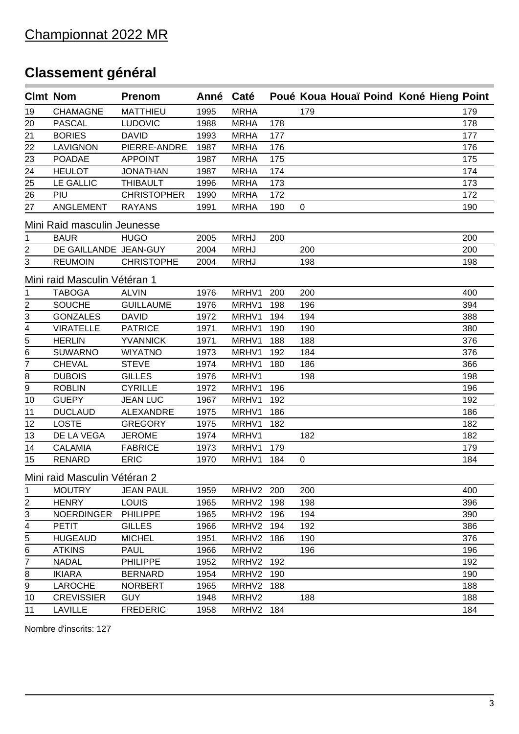# Championnat 2022 MR

## Classement général

| Clmt | Nom | Prenom | Anné | Caté | Poué | Koua | Houaï | Poind | Koné | Hieng | Point |
|---|---|---|---|---|---|---|---|---|---|---|---|
| 19 | CHAMAGNE | MATTHIEU | 1995 | MRHA | | 179 | | | | | 179 |
| 20 | PASCAL | LUDOVIC | 1988 | MRHA | 178 | | | | | | 178 |
| 21 | BORIES | DAVID | 1993 | MRHA | 177 | | | | | | 177 |
| 22 | LAVIGNON | PIERRE-ANDRE | 1987 | MRHA | 176 | | | | | | 176 |
| 23 | POADAE | APPOINT | 1987 | MRHA | 175 | | | | | | 175 |
| 24 | HEULOT | JONATHAN | 1987 | MRHA | 174 | | | | | | 174 |
| 25 | LE GALLIC | THIBAULT | 1996 | MRHA | 173 | | | | | | 173 |
| 26 | PIU | CHRISTOPHER | 1990 | MRHA | 172 | | | | | | 172 |
| 27 | ANGLEMENT | RAYANS | 1991 | MRHA | 190 | 0 | | | | | 190 |

Mini Raid masculin Jeunesse

| Clmt | Nom | Prenom | Anné | Caté | Poué | Koua | Houaï | Poind | Koné | Hieng | Point |
|---|---|---|---|---|---|---|---|---|---|---|---|
| 1 | BAUR | HUGO | 2005 | MRHJ | 200 | | | | | | 200 |
| 2 | DE GAILLANDE | JEAN-GUY | 2004 | MRHJ | | 200 | | | | | 200 |
| 3 | REUMOIN | CHRISTOPHE | 2004 | MRHJ | | 198 | | | | | 198 |

Mini raid Masculin Vétéran 1

| Clmt | Nom | Prenom | Anné | Caté | Poué | Koua | Houaï | Poind | Koné | Hieng | Point |
|---|---|---|---|---|---|---|---|---|---|---|---|
| 1 | TABOGA | ALVIN | 1976 | MRHV1 | 200 | 200 | | | | | 400 |
| 2 | SOUCHE | GUILLAUME | 1976 | MRHV1 | 198 | 196 | | | | | 394 |
| 3 | GONZALES | DAVID | 1972 | MRHV1 | 194 | 194 | | | | | 388 |
| 4 | VIRATELLE | PATRICE | 1971 | MRHV1 | 190 | 190 | | | | | 380 |
| 5 | HERLIN | YVANNICK | 1971 | MRHV1 | 188 | 188 | | | | | 376 |
| 6 | SUWARNO | WIYATNO | 1973 | MRHV1 | 192 | 184 | | | | | 376 |
| 7 | CHEVAL | STEVE | 1974 | MRHV1 | 180 | 186 | | | | | 366 |
| 8 | DUBOIS | GILLES | 1976 | MRHV1 | | 198 | | | | | 198 |
| 9 | ROBLIN | CYRILLE | 1972 | MRHV1 | 196 | | | | | | 196 |
| 10 | GUEPY | JEAN LUC | 1967 | MRHV1 | 192 | | | | | | 192 |
| 11 | DUCLAUD | ALEXANDRE | 1975 | MRHV1 | 186 | | | | | | 186 |
| 12 | LOSTE | GREGORY | 1975 | MRHV1 | 182 | | | | | | 182 |
| 13 | DE LA VEGA | JEROME | 1974 | MRHV1 | | 182 | | | | | 182 |
| 14 | CALAMIA | FABRICE | 1973 | MRHV1 | 179 | | | | | | 179 |
| 15 | RENARD | ERIC | 1970 | MRHV1 | 184 | 0 | | | | | 184 |

Mini raid Masculin Vétéran 2

| Clmt | Nom | Prenom | Anné | Caté | Poué | Koua | Houaï | Poind | Koné | Hieng | Point |
|---|---|---|---|---|---|---|---|---|---|---|---|
| 1 | MOUTRY | JEAN PAUL | 1959 | MRHV2 | 200 | 200 | | | | | 400 |
| 2 | HENRY | LOUIS | 1965 | MRHV2 | 198 | 198 | | | | | 396 |
| 3 | NOERDINGER | PHILIPPE | 1965 | MRHV2 | 196 | 194 | | | | | 390 |
| 4 | PETIT | GILLES | 1966 | MRHV2 | 194 | 192 | | | | | 386 |
| 5 | HUGEAUD | MICHEL | 1951 | MRHV2 | 186 | 190 | | | | | 376 |
| 6 | ATKINS | PAUL | 1966 | MRHV2 | | 196 | | | | | 196 |
| 7 | NADAL | PHILIPPE | 1952 | MRHV2 | 192 | | | | | | 192 |
| 8 | IKIARA | BERNARD | 1954 | MRHV2 | 190 | | | | | | 190 |
| 9 | LAROCHE | NORBERT | 1965 | MRHV2 | 188 | | | | | | 188 |
| 10 | CREVISSIER | GUY | 1948 | MRHV2 | | 188 | | | | | 188 |
| 11 | LAVILLE | FREDERIC | 1958 | MRHV2 | 184 | | | | | | 184 |

Nombre d'inscrits: 127